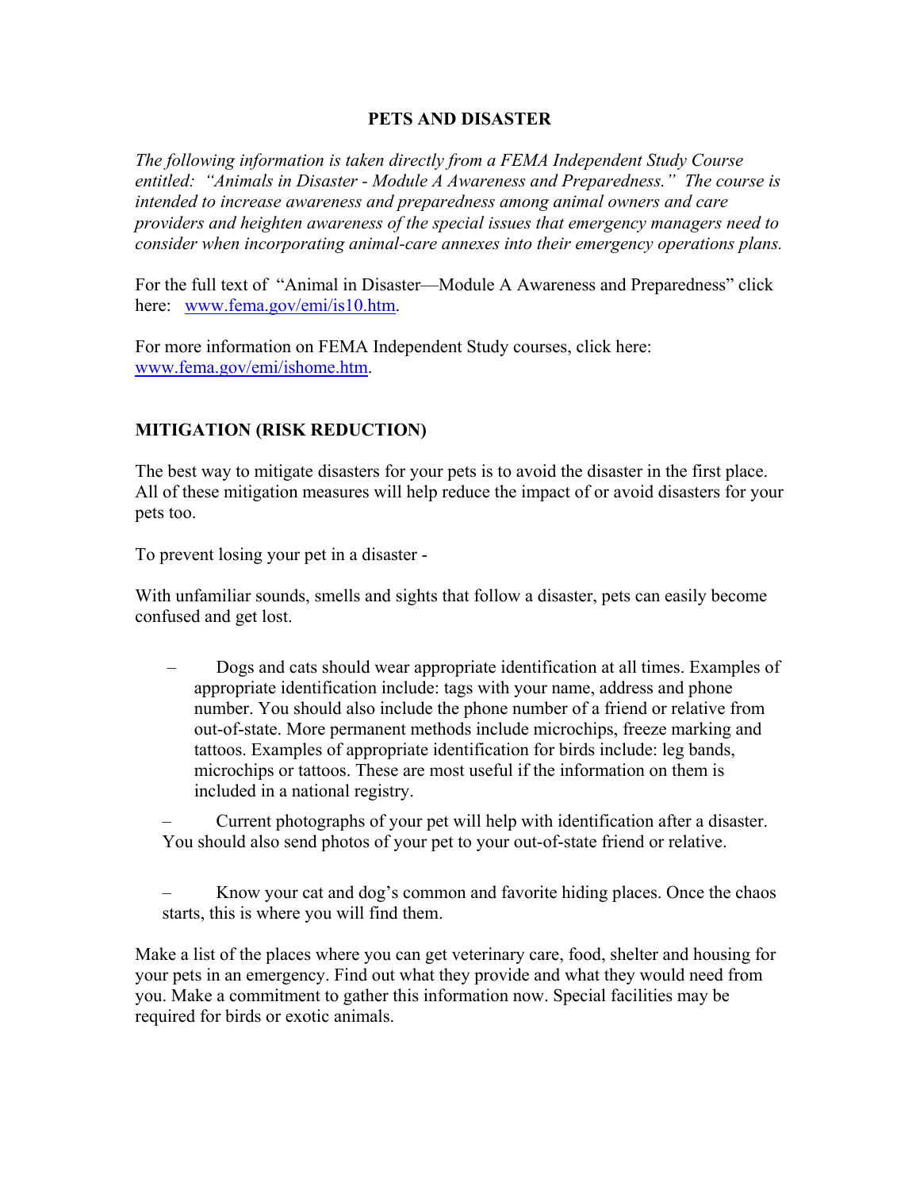# PETS AND DISASTER

*The following information is taken directly from a FEMA Independent Study Course entitled: "Animals in Disaster - Module A Awareness and Preparedness." The course is intended to increase awareness and preparedness among animal owners and care providers and heighten awareness of the special issues that emergency managers need to consider when incorporating animal-care annexes into their emergency operations plans.*

For the full text of "Animal in Disaster—Module A Awareness and Preparedness" click here: [www.fema.gov/emi/is10.htm](http://www.fema.gov/emi/is10.htm).

For more information on FEMA Independent Study courses, click here: [www.fema.gov/emi/ishome.htm](http://www.fema.gov/emi/ishome.htm).

## MITIGATION (RISK REDUCTION)

The best way to mitigate disasters for your pets is to avoid the disaster in the first place. All of these mitigation measures will help reduce the impact of or avoid disasters for your pets too.

To prevent losing your pet in a disaster -

With unfamiliar sounds, smells and sights that follow a disaster, pets can easily become confused and get lost.

- Dogs and cats should wear appropriate identification at all times. Examples of appropriate identification include: tags with your name, address and phone number. You should also include the phone number of a friend or relative from out-of-state. More permanent methods include microchips, freeze marking and tattoos. Examples of appropriate identification for birds include: leg bands, microchips or tattoos. These are most useful if the information on them is included in a national registry.
- Current photographs of your pet will help with identification after a disaster. You should also send photos of your pet to your out-of-state friend or relative.
- Know your cat and dog's common and favorite hiding places. Once the chaos starts, this is where you will find them.

Make a list of the places where you can get veterinary care, food, shelter and housing for your pets in an emergency. Find out what they provide and what they would need from you. Make a commitment to gather this information now. Special facilities may be required for birds or exotic animals.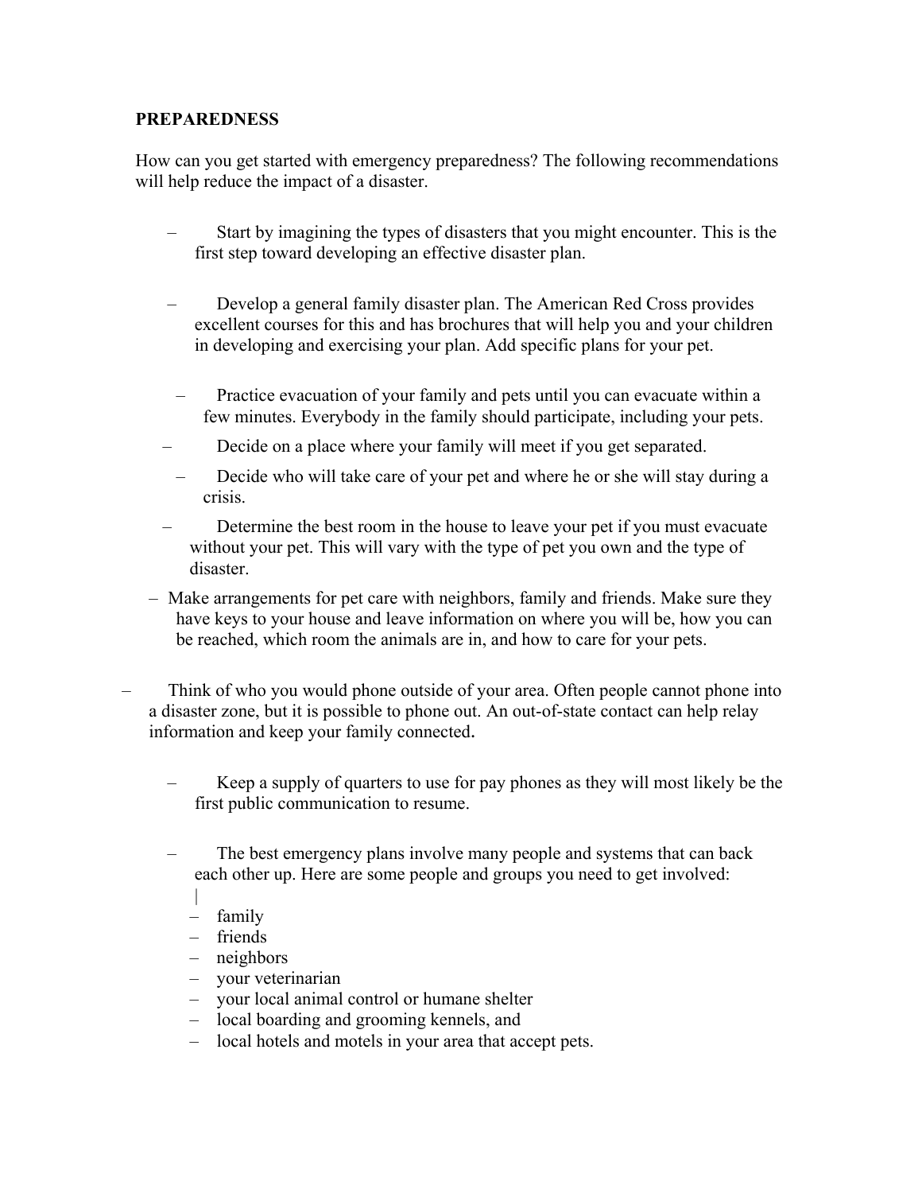**PREPAREDNESS**

How can you get started with emergency preparedness? The following recommendations will help reduce the impact of a disaster.

- Start by imagining the types of disasters that you might encounter. This is the first step toward developing an effective disaster plan.
- Develop a general family disaster plan. The American Red Cross provides excellent courses for this and has brochures that will help you and your children in developing and exercising your plan. Add specific plans for your pet.
- Practice evacuation of your family and pets until you can evacuate within a few minutes. Everybody in the family should participate, including your pets.
- Decide on a place where your family will meet if you get separated.
- Decide who will take care of your pet and where he or she will stay during a crisis.
- Determine the best room in the house to leave your pet if you must evacuate without your pet. This will vary with the type of pet you own and the type of disaster.
- Make arrangements for pet care with neighbors, family and friends. Make sure they have keys to your house and leave information on where you will be, how you can be reached, which room the animals are in, and how to care for your pets.
- Think of who you would phone outside of your area. Often people cannot phone into a disaster zone, but it is possible to phone out. An out-of-state contact can help relay information and keep your family connected.
- Keep a supply of quarters to use for pay phones as they will most likely be the first public communication to resume.
- The best emergency plans involve many people and systems that can back each other up. Here are some people and groups you need to get involved:
  - family
  - friends
  - neighbors
  - your veterinarian
  - your local animal control or humane shelter
  - local boarding and grooming kennels, and
  - local hotels and motels in your area that accept pets.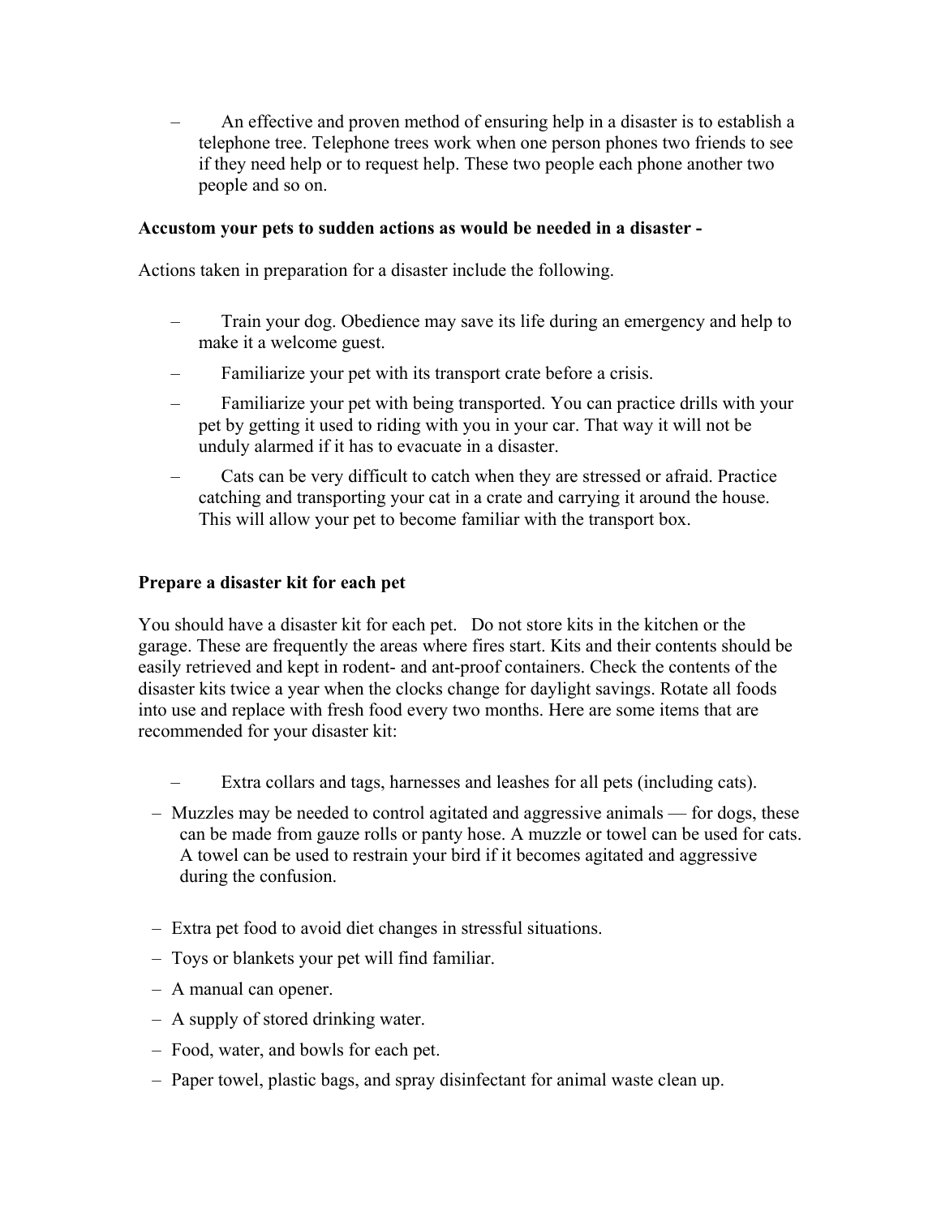- An effective and proven method of ensuring help in a disaster is to establish a telephone tree. Telephone trees work when one person phones two friends to see if they need help or to request help. These two people each phone another two people and so on.

**Accustom your pets to sudden actions as would be needed in a disaster -**

Actions taken in preparation for a disaster include the following.

- Train your dog. Obedience may save its life during an emergency and help to make it a welcome guest.
- Familiarize your pet with its transport crate before a crisis.
- Familiarize your pet with being transported. You can practice drills with your pet by getting it used to riding with you in your car. That way it will not be unduly alarmed if it has to evacuate in a disaster.
- Cats can be very difficult to catch when they are stressed or afraid. Practice catching and transporting your cat in a crate and carrying it around the house. This will allow your pet to become familiar with the transport box.

**Prepare a disaster kit for each pet**

You should have a disaster kit for each pet. Do not store kits in the kitchen or the garage. These are frequently the areas where fires start. Kits and their contents should be easily retrieved and kept in rodent- and ant-proof containers. Check the contents of the disaster kits twice a year when the clocks change for daylight savings. Rotate all foods into use and replace with fresh food every two months. Here are some items that are recommended for your disaster kit:

- Extra collars and tags, harnesses and leashes for all pets (including cats).
- Muzzles may be needed to control agitated and aggressive animals — for dogs, these can be made from gauze rolls or panty hose. A muzzle or towel can be used for cats. A towel can be used to restrain your bird if it becomes agitated and aggressive during the confusion.
- Extra pet food to avoid diet changes in stressful situations.
- Toys or blankets your pet will find familiar.
- A manual can opener.
- A supply of stored drinking water.
- Food, water, and bowls for each pet.
- Paper towel, plastic bags, and spray disinfectant for animal waste clean up.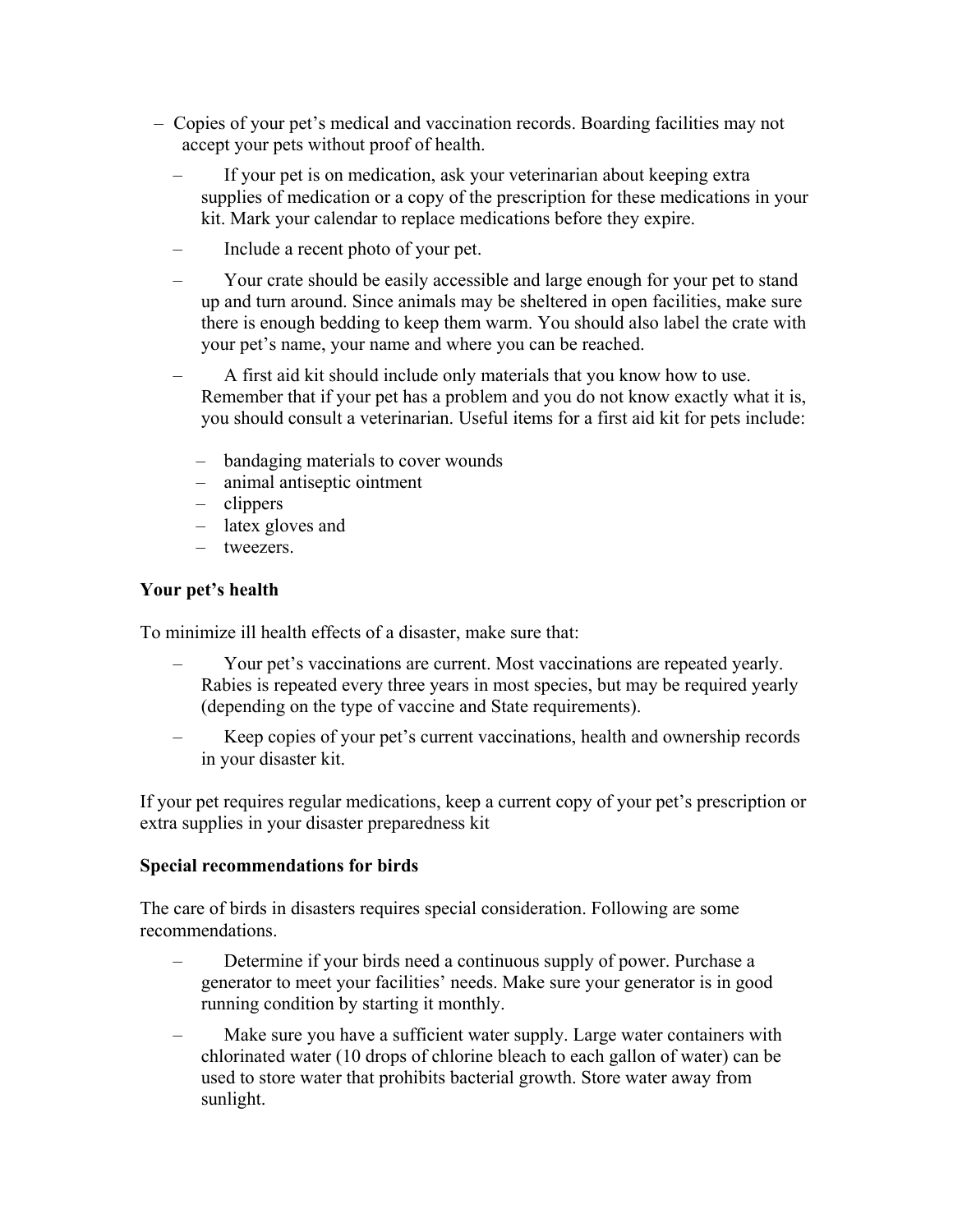- Copies of your pet's medical and vaccination records. Boarding facilities may not accept your pets without proof of health.
  - If your pet is on medication, ask your veterinarian about keeping extra supplies of medication or a copy of the prescription for these medications in your kit. Mark your calendar to replace medications before they expire.
  - Include a recent photo of your pet.
  - Your crate should be easily accessible and large enough for your pet to stand up and turn around. Since animals may be sheltered in open facilities, make sure there is enough bedding to keep them warm. You should also label the crate with your pet's name, your name and where you can be reached.
  - A first aid kit should include only materials that you know how to use. Remember that if your pet has a problem and you do not know exactly what it is, you should consult a veterinarian. Useful items for a first aid kit for pets include:
    - bandaging materials to cover wounds
    - animal antiseptic ointment
    - clippers
    - latex gloves and
    - tweezers.

**Your pet's health**

To minimize ill health effects of a disaster, make sure that:

- Your pet's vaccinations are current. Most vaccinations are repeated yearly. Rabies is repeated every three years in most species, but may be required yearly (depending on the type of vaccine and State requirements).
- Keep copies of your pet's current vaccinations, health and ownership records in your disaster kit.

If your pet requires regular medications, keep a current copy of your pet's prescription or extra supplies in your disaster preparedness kit

**Special recommendations for birds**

The care of birds in disasters requires special consideration. Following are some recommendations.

- Determine if your birds need a continuous supply of power. Purchase a generator to meet your facilities' needs. Make sure your generator is in good running condition by starting it monthly.
- Make sure you have a sufficient water supply. Large water containers with chlorinated water (10 drops of chlorine bleach to each gallon of water) can be used to store water that prohibits bacterial growth. Store water away from sunlight.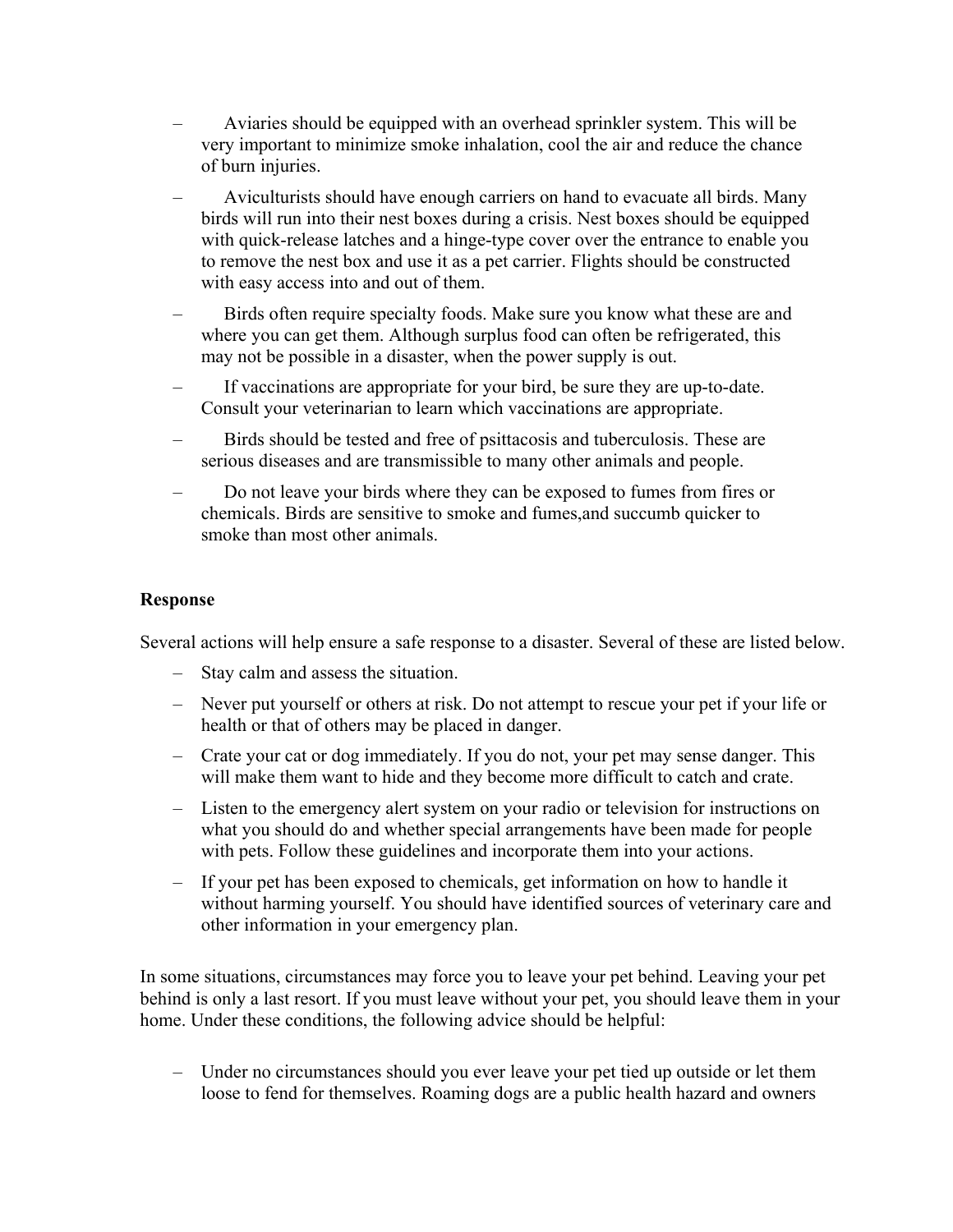- Aviaries should be equipped with an overhead sprinkler system. This will be very important to minimize smoke inhalation, cool the air and reduce the chance of burn injuries.
- Aviculturists should have enough carriers on hand to evacuate all birds. Many birds will run into their nest boxes during a crisis. Nest boxes should be equipped with quick-release latches and a hinge-type cover over the entrance to enable you to remove the nest box and use it as a pet carrier. Flights should be constructed with easy access into and out of them.
- Birds often require specialty foods. Make sure you know what these are and where you can get them. Although surplus food can often be refrigerated, this may not be possible in a disaster, when the power supply is out.
- If vaccinations are appropriate for your bird, be sure they are up-to-date. Consult your veterinarian to learn which vaccinations are appropriate.
- Birds should be tested and free of psittacosis and tuberculosis. These are serious diseases and are transmissible to many other animals and people.
- Do not leave your birds where they can be exposed to fumes from fires or chemicals. Birds are sensitive to smoke and fumes,and succumb quicker to smoke than most other animals.

**Response**

Several actions will help ensure a safe response to a disaster. Several of these are listed below.

- Stay calm and assess the situation.
- Never put yourself or others at risk. Do not attempt to rescue your pet if your life or health or that of others may be placed in danger.
- Crate your cat or dog immediately. If you do not, your pet may sense danger. This will make them want to hide and they become more difficult to catch and crate.
- Listen to the emergency alert system on your radio or television for instructions on what you should do and whether special arrangements have been made for people with pets. Follow these guidelines and incorporate them into your actions.
- If your pet has been exposed to chemicals, get information on how to handle it without harming yourself. You should have identified sources of veterinary care and other information in your emergency plan.

In some situations, circumstances may force you to leave your pet behind. Leaving your pet behind is only a last resort. If you must leave without your pet, you should leave them in your home. Under these conditions, the following advice should be helpful:

- Under no circumstances should you ever leave your pet tied up outside or let them loose to fend for themselves. Roaming dogs are a public health hazard and owners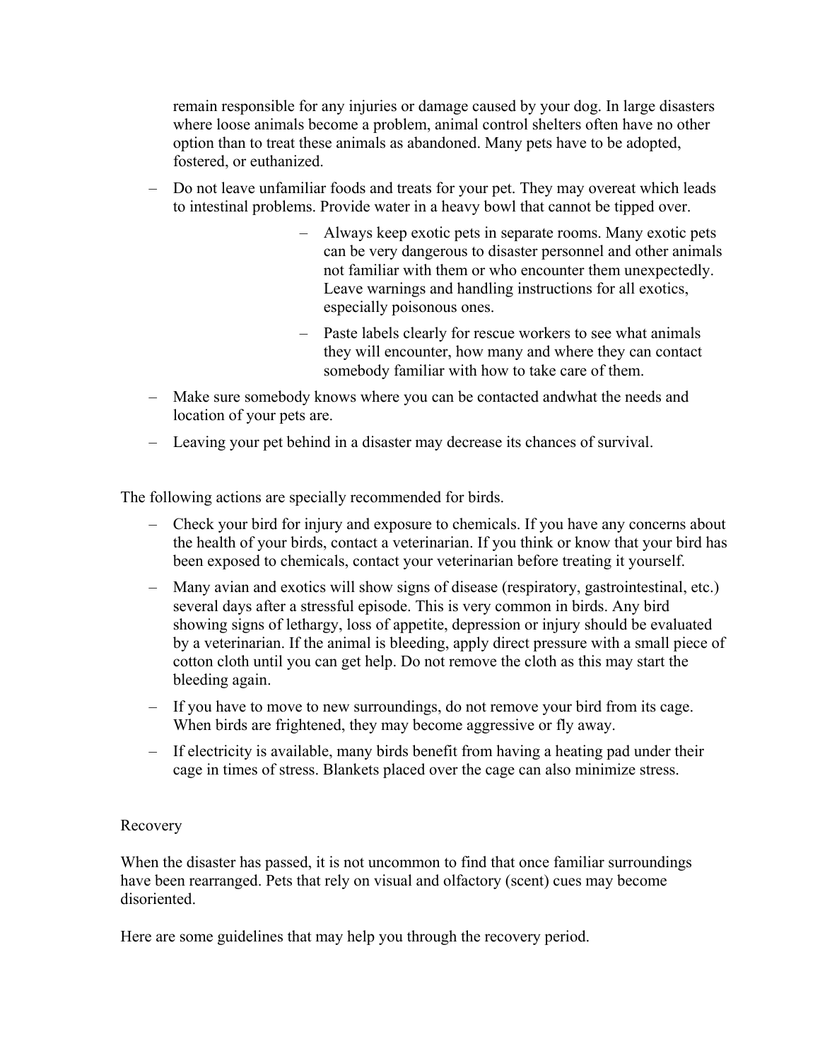remain responsible for any injuries or damage caused by your dog. In large disasters where loose animals become a problem, animal control shelters often have no other option than to treat these animals as abandoned. Many pets have to be adopted, fostered, or euthanized.

- Do not leave unfamiliar foods and treats for your pet. They may overeat which leads to intestinal problems. Provide water in a heavy bowl that cannot be tipped over.
    - Always keep exotic pets in separate rooms. Many exotic pets can be very dangerous to disaster personnel and other animals not familiar with them or who encounter them unexpectedly. Leave warnings and handling instructions for all exotics, especially poisonous ones.
    - Paste labels clearly for rescue workers to see what animals they will encounter, how many and where they can contact somebody familiar with how to take care of them.
- Make sure somebody knows where you can be contacted andwhat the needs and location of your pets are.
- Leaving your pet behind in a disaster may decrease its chances of survival.

The following actions are specially recommended for birds.

- Check your bird for injury and exposure to chemicals. If you have any concerns about the health of your birds, contact a veterinarian. If you think or know that your bird has been exposed to chemicals, contact your veterinarian before treating it yourself.
- Many avian and exotics will show signs of disease (respiratory, gastrointestinal, etc.) several days after a stressful episode. This is very common in birds. Any bird showing signs of lethargy, loss of appetite, depression or injury should be evaluated by a veterinarian. If the animal is bleeding, apply direct pressure with a small piece of cotton cloth until you can get help. Do not remove the cloth as this may start the bleeding again.
- If you have to move to new surroundings, do not remove your bird from its cage. When birds are frightened, they may become aggressive or fly away.
- If electricity is available, many birds benefit from having a heating pad under their cage in times of stress. Blankets placed over the cage can also minimize stress.

Recovery

When the disaster has passed, it is not uncommon to find that once familiar surroundings have been rearranged. Pets that rely on visual and olfactory (scent) cues may become disoriented.

Here are some guidelines that may help you through the recovery period.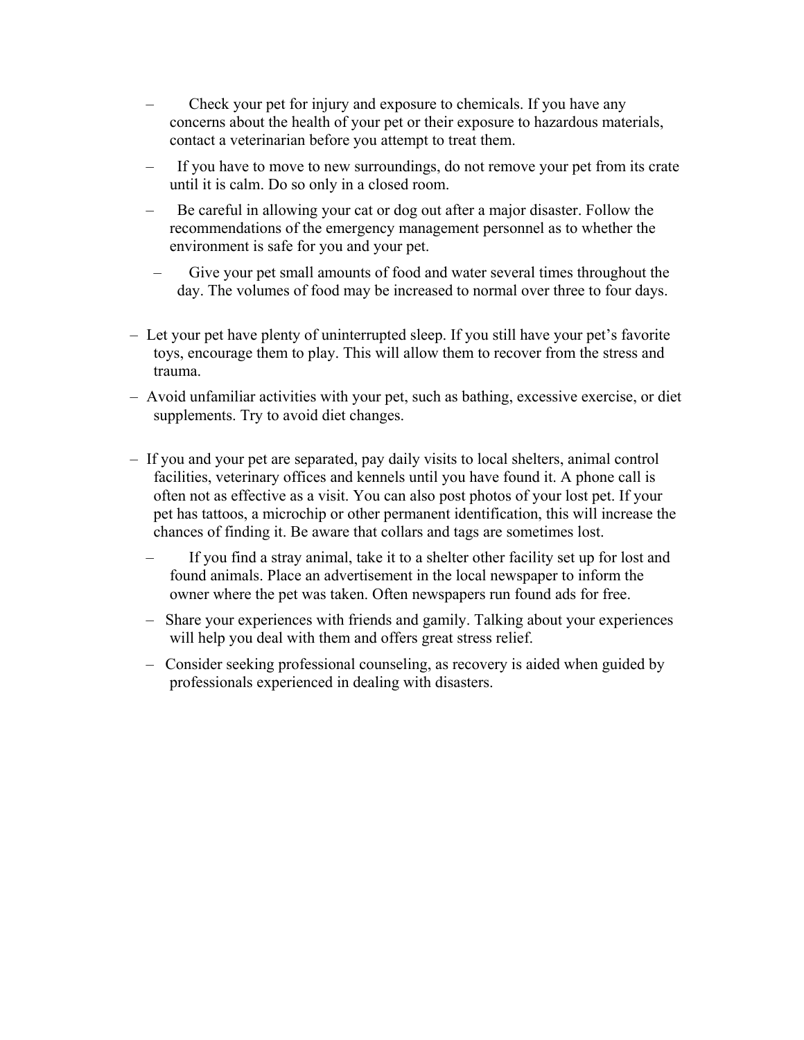- Check your pet for injury and exposure to chemicals. If you have any concerns about the health of your pet or their exposure to hazardous materials, contact a veterinarian before you attempt to treat them.
- If you have to move to new surroundings, do not remove your pet from its crate until it is calm. Do so only in a closed room.
- Be careful in allowing your cat or dog out after a major disaster. Follow the recommendations of the emergency management personnel as to whether the environment is safe for you and your pet.
- Give your pet small amounts of food and water several times throughout the day. The volumes of food may be increased to normal over three to four days.

- Let your pet have plenty of uninterrupted sleep. If you still have your pet's favorite toys, encourage them to play. This will allow them to recover from the stress and trauma.
- Avoid unfamiliar activities with your pet, such as bathing, excessive exercise, or diet supplements. Try to avoid diet changes.

- If you and your pet are separated, pay daily visits to local shelters, animal control facilities, veterinary offices and kennels until you have found it. A phone call is often not as effective as a visit. You can also post photos of your lost pet. If your pet has tattoos, a microchip or other permanent identification, this will increase the chances of finding it. Be aware that collars and tags are sometimes lost.
- If you find a stray animal, take it to a shelter other facility set up for lost and found animals. Place an advertisement in the local newspaper to inform the owner where the pet was taken. Often newspapers run found ads for free.
- Share your experiences with friends and gamily. Talking about your experiences will help you deal with them and offers great stress relief.
- Consider seeking professional counseling, as recovery is aided when guided by professionals experienced in dealing with disasters.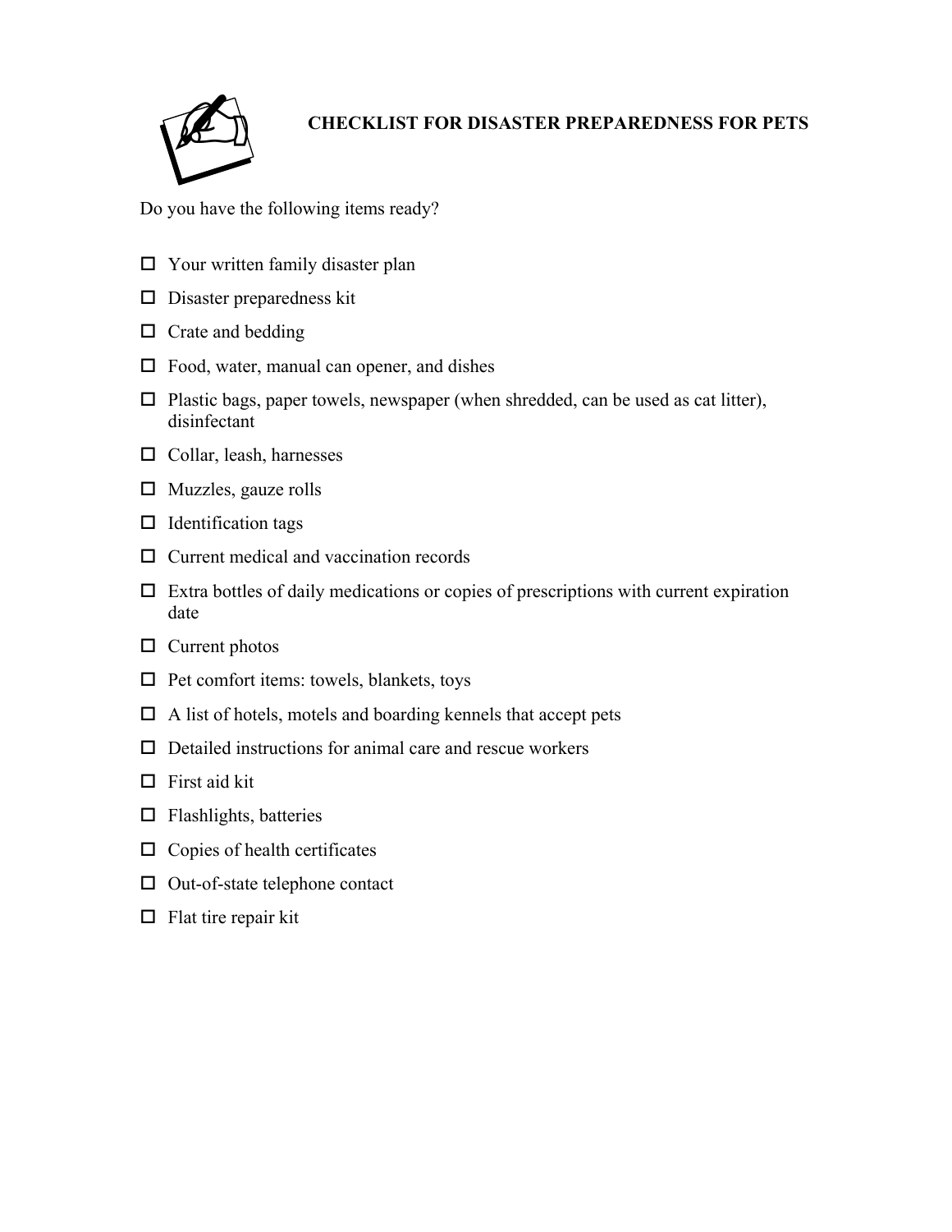# CHECKLIST FOR DISASTER PREPAREDNESS FOR PETS

Do you have the following items ready?

- [ ] Your written family disaster plan
- [ ] Disaster preparedness kit
- [ ] Crate and bedding
- [ ] Food, water, manual can opener, and dishes
- [ ] Plastic bags, paper towels, newspaper (when shredded, can be used as cat litter), disinfectant
- [ ] Collar, leash, harnesses
- [ ] Muzzles, gauze rolls
- [ ] Identification tags
- [ ] Current medical and vaccination records
- [ ] Extra bottles of daily medications or copies of prescriptions with current expiration date
- [ ] Current photos
- [ ] Pet comfort items: towels, blankets, toys
- [ ] A list of hotels, motels and boarding kennels that accept pets
- [ ] Detailed instructions for animal care and rescue workers
- [ ] First aid kit
- [ ] Flashlights, batteries
- [ ] Copies of health certificates
- [ ] Out-of-state telephone contact
- [ ] Flat tire repair kit